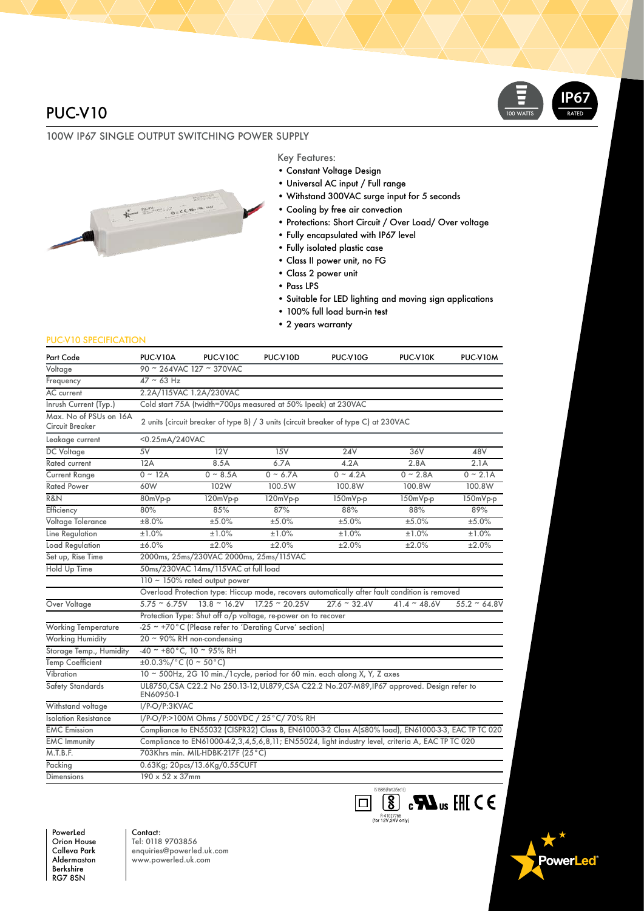# PUC-V10

## 100W IP67 SINGLE OUTPUT SWITCHING POWER SUPPLY

Key Features:

- Constant Voltage Design
- Universal AC input / Full range
- Withstand 300VAC surge input for 5 seconds
- Cooling by free air convection
- Protections: Short Circuit / Over Load/ Over voltage
- Fully encapsulated with IP67 level
- Fully isolated plastic case
- Class II power unit, no FG
- Class 2 power unit
- Pass LPS
- Suitable for LED lighting and moving sign applications
- 100% full load burn-in test
- 2 years warranty

### PUC-V10 SPECIFICATION

| Part Code | PUC-V10A | PUC-V10C | PUC-V10D | PUC-V10G | PUC-V10K | PUC-V10M |
|---|---|---|---|---|---|---|
| Voltage | 90 ~ 264VAC 127 ~ 370VAC | | | | | |
| Frequency | 47 ~ 63 Hz | | | | | |
| AC current | 2.2A/115VAC 1.2A/230VAC | | | | | |
| Inrush Current (Typ.) | Cold start 75A (twidth=700μs measured at 50% Ipeak) at 230VAC | | | | | |
| Max. No of PSUs on 16A Circuit Breaker | 2 units (circuit breaker of type B) / 3 units (circuit breaker of type C) at 230VAC | | | | | |
| Leakage current | <0.25mA/240VAC | | | | | |
| DC Voltage | 5V | 12V | 15V | 24V | 36V | 48V |
| Rated current | 12A | 8.5A | 6.7A | 4.2A | 2.8A | 2.1A |
| Current Range | 0 ~ 12A | 0 ~ 8.5A | 0 ~ 6.7A | 0 ~ 4.2A | 0 ~ 2.8A | 0 ~ 2.1A |
| Rated Power | 60W | 102W | 100.5W | 100.8W | 100.8W | 100.8W |
| R&N | 80mVp-p | 120mVp-p | 120mVp-p | 150mVp-p | 150mVp-p | 150mVp-p |
| Efficiency | 80% | 85% | 87% | 88% | 88% | 89% |
| Voltage Tolerance | ±8.0% | ±5.0% | ±5.0% | ±5.0% | ±5.0% | ±5.0% |
| Line Regulation | ±1.0% | ±1.0% | ±1.0% | ±1.0% | ±1.0% | ±1.0% |
| Load Regulation | ±6.0% | ±2.0% | ±2.0% | ±2.0% | ±2.0% | ±2.0% |
| Set up, Rise Time | 2000ms, 25ms/230VAC 2000ms, 25ms/115VAC | | | | | |
| Hold Up Time | 50ms/230VAC 14ms/115VAC at full load | | | | | |
| | 110 ~ 150% rated output power | | | | | |
| | Overload Protection type: Hiccup mode, recovers automatically after fault condition is removed | | | | | |
| Over Voltage | 5.75 ~ 6.75V | 13.8 ~ 16.2V | 17.25 ~ 20.25V | 27.6 ~ 32.4V | 41.4 ~ 48.6V | 55.2 ~ 64.8V |
| | Protection Type: Shut off o/p voltage, re-power on to recover | | | | | |
| Working Temperature | -25 ~ +70°C (Please refer to 'Derating Curve' section) | | | | | |
| Working Humidity | 20 ~ 90% RH non-condensing | | | | | |
| Storage Temp., Humidity | -40 ~ +80°C, 10 ~ 95% RH | | | | | |
| Temp Coefficient | ±0.0.3%/°C (0 ~ 50°C) | | | | | |
| Vibration | 10 ~ 500Hz, 2G 10 min./1cycle, period for 60 min. each along X, Y, Z axes | | | | | |
| Safety Standards | UL8750,CSA C22.2 No 250.13-12,UL879,CSA C22.2 No.207-M89,IP67 approved. Design refer to EN60950-1 | | | | | |
| Withstand voltage | I/P-O/P:3KVAC | | | | | |
| Isolation Resistance | I/P-O/P:>100M Ohms / 500VDC / 25°C/ 70% RH | | | | | |
| EMC Emission | Compliance to EN55032 (CISPR32) Class B, EN61000-3-2 Class A(≤80% load), EN61000-3-3, EAC TP TC 020 | | | | | |
| EMC Immunity | Compliance to EN61000-4-2,3,4,5,6,8,11; EN55024, light industry level, criteria A, EAC TP TC 020 | | | | | |
| M.T.B.F. | 703Khrs min. MIL-HDBK-217F (25°C) | | | | | |
| Packing | 0.63Kg; 20pcs/13.6Kg/0.55CUFT | | | | | |
| Dimensions | 190 x 52 x 37mm | | | | | |

IS15885(Part2/Sec13) R-41027766 (for 12V,24V only)

PowerLed
Orion House
Calleva Park
Aldermaston
Berkshire
RG7 8SN

Contact:
Tel: 0118 9703856
enquiries@powerled.uk.com
www.powerled.uk.com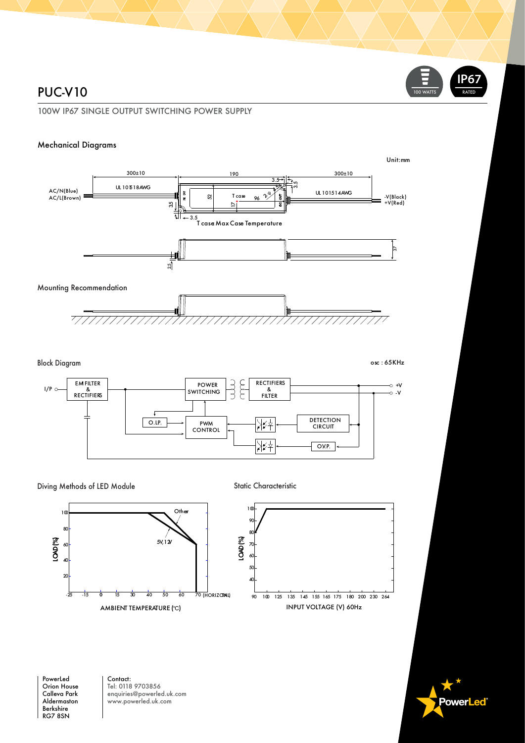# PUC-V10

IP67 RATED

100 WATTS

## 100W IP67 SINGLE OUTPUT SWITCHING POWER SUPPLY

### Mechanical Diagrams

Unit:mm

300±10

190

300±10

3.5

3.5

UL 1015 18AWG

UL 1015 14AWG

AC/N(Blue)
AC/L(Brown)

-V(Black)
+V(Red)

52

T case

96

17

3.5

3.5

T case: Max Case Temperature

37

2.5

### Mounting Recommendation

### Block Diagram

osc : 65KHz

I/P

EMI FILTER & RECTIFIERS

POWER SWITCHING

RECTIFIERS & FILTER

+V

-V

O.L.P.

PWM CONTROL

DETECTION CIRCUIT

O.V.P.

### Diving Methods of LED Module

LOAD (%)

100
80
60
40
20

-25 -15 0 15 30 40 50 60 70 (HORIZONTAL)

Other

5V,12V

AMBIENT TEMPERATURE (°C)

### Static Characteristic

LOAD (%)

100
90
80
70
60
50
40

90 100 125 135 145 155 165 175 180 200 230 264

INPUT VOLTAGE (V) 60Hz

PowerLed
Orion House
Calleva Park
Aldermaston
Berkshire
RG7 8SN

Contact:
Tel: 0118 9703856
enquiries@powerled.uk.com
www.powerled.uk.com

PowerLed